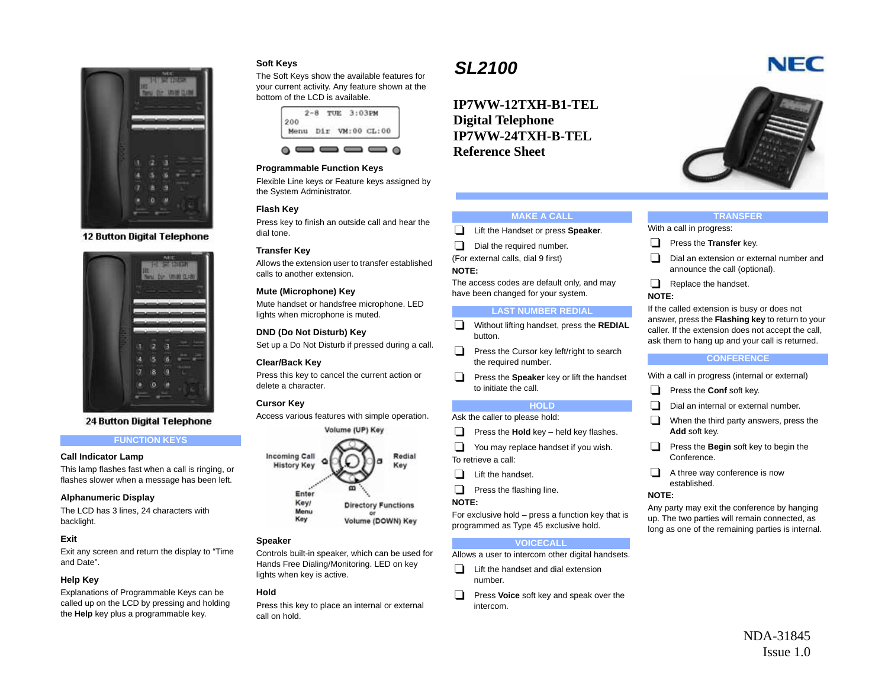# SL2100

## IP7WW-12TXH-B1-TEL Digital Telephone IP7WW-24TXH-B-TEL Reference Sheet

12 Button Digital Telephone

24 Button Digital Telephone

## FUNCTION KEYS

### Call Indicator Lamp

This lamp flashes fast when a call is ringing, or flashes slower when a message has been left.

### Alphanumeric Display

The LCD has 3 lines, 24 characters with backlight.

### Exit

Exit any screen and return the display to "Time and Date".

### Help Key

Explanations of Programmable Keys can be called up on the LCD by pressing and holding the **Help** key plus a programmable key.

### Soft Keys

The Soft Keys show the available features for your current activity. Any feature shown at the bottom of the LCD is available.

```
2-8  TUE  3:03PM
200
Menu  Dir  VM:00  CL:00
```

### Programmable Function Keys

Flexible Line keys or Feature keys assigned by the System Administrator.

### Flash Key

Press key to finish an outside call and hear the dial tone.

### Transfer Key

Allows the extension user to transfer established calls to another extension.

### Mute (Microphone) Key

Mute handset or handsfree microphone. LED lights when microphone is muted.

### DND (Do Not Disturb) Key

Set up a Do Not Disturb if pressed during a call.

### Clear/Back Key

Press this key to cancel the current action or delete a character.

### Cursor Key

Access various features with simple operation.

Volume (UP) Key
Incoming Call History Key
Redial Key
Enter Key/ Menu Key
Directory Functions or Volume (DOWN) Key

### Speaker

Controls built-in speaker, which can be used for Hands Free Dialing/Monitoring. LED on key lights when key is active.

### Hold

Press this key to place an internal or external call on hold.

## MAKE A CALL

- ❑ Lift the Handset or press **Speaker**.
- ❑ Dial the required number.

(For external calls, dial 9 first)

**NOTE:**

The access codes are default only, and may have been changed for your system.

## LAST NUMBER REDIAL

- ❑ Without lifting handset, press the **REDIAL** button.
- ❑ Press the Cursor key left/right to search the required number.
- ❑ Press the **Speaker** key or lift the handset to initiate the call.

## HOLD

Ask the caller to please hold:

- ❑ Press the **Hold** key – held key flashes.
- ❑ You may replace handset if you wish.

To retrieve a call:

- ❑ Lift the handset.
- ❑ Press the flashing line.

**NOTE:**

For exclusive hold – press a function key that is programmed as Type 45 exclusive hold.

## VOICECALL

Allows a user to intercom other digital handsets.

- ❑ Lift the handset and dial extension number.
- ❑ Press **Voice** soft key and speak over the intercom.

## TRANSFER

With a call in progress:

- ❑ Press the **Transfer** key.
- ❑ Dial an extension or external number and announce the call (optional).
- ❑ Replace the handset.

**NOTE:**

If the called extension is busy or does not answer, press the **Flashing key** to return to your caller. If the extension does not accept the call, ask them to hang up and your call is returned.

## CONFERENCE

With a call in progress (internal or external)

- ❑ Press the **Conf** soft key.
- ❑ Dial an internal or external number.
- ❑ When the third party answers, press the **Add** soft key.
- ❑ Press the **Begin** soft key to begin the Conference.
- ❑ A three way conference is now established.

**NOTE:**

Any party may exit the conference by hanging up. The two parties will remain connected, as long as one of the remaining parties is internal.

NDA-31845
Issue 1.0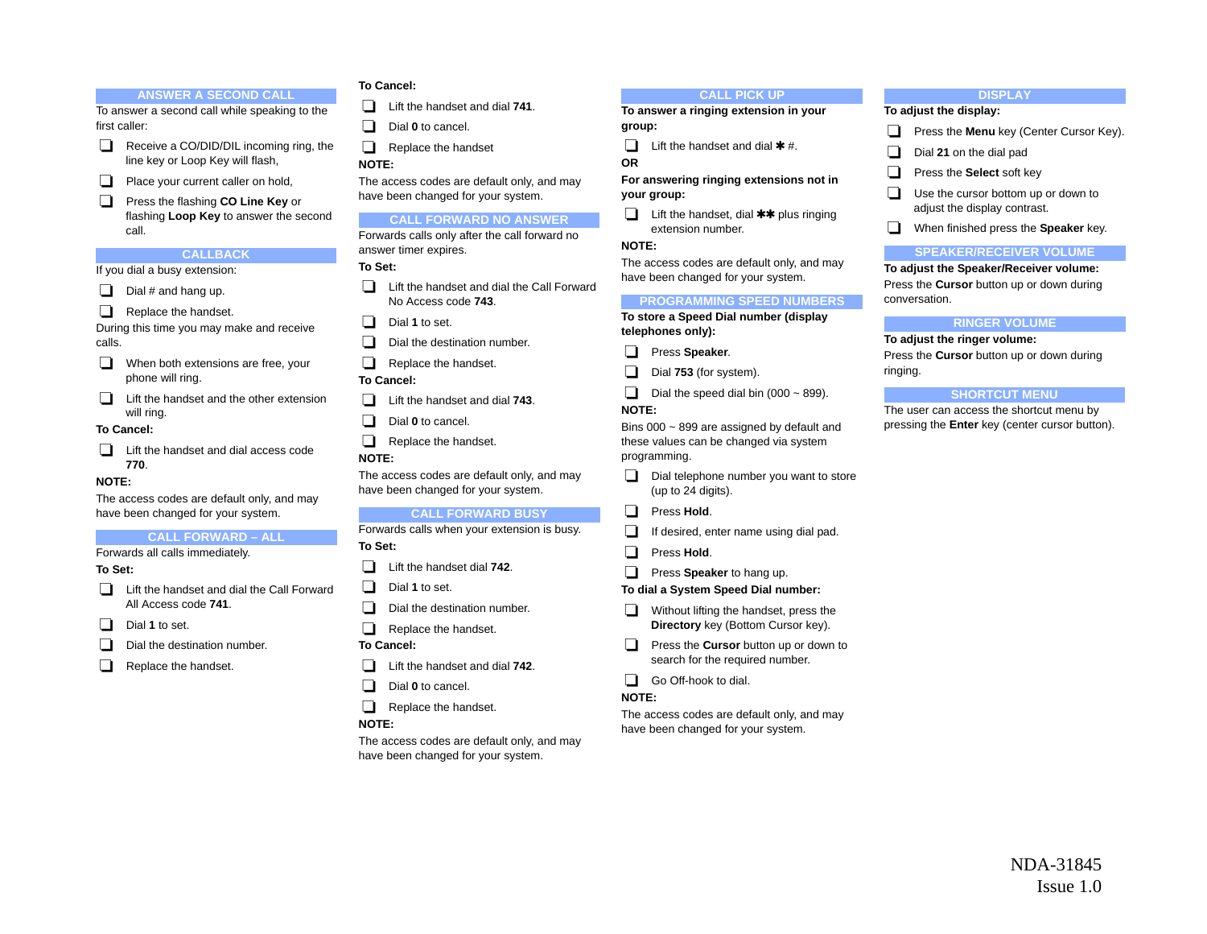## ANSWER A SECOND CALL

To answer a second call while speaking to the first caller:

- ❑ Receive a CO/DID/DIL incoming ring, the line key or Loop Key will flash,
- ❑ Place your current caller on hold,
- ❑ Press the flashing **CO Line Key** or flashing **Loop Key** to answer the second call.

## CALLBACK

If you dial a busy extension:

- ❑ Dial # and hang up.
- ❑ Replace the handset.

During this time you may make and receive calls.

- ❑ When both extensions are free, your phone will ring.
- ❑ Lift the handset and the other extension will ring.

**To Cancel:**

- ❑ Lift the handset and dial access code **770**.

**NOTE:**

The access codes are default only, and may have been changed for your system.

## CALL FORWARD – ALL

Forwards all calls immediately.

**To Set:**

- ❑ Lift the handset and dial the Call Forward All Access code **741**.
- ❑ Dial **1** to set.
- ❑ Dial the destination number.
- ❑ Replace the handset.

**To Cancel:**

- ❑ Lift the handset and dial **741**.
- ❑ Dial **0** to cancel.
- ❑ Replace the handset

**NOTE:**

The access codes are default only, and may have been changed for your system.

## CALL FORWARD NO ANSWER

Forwards calls only after the call forward no answer timer expires.

**To Set:**

- ❑ Lift the handset and dial the Call Forward No Access code **743**.
- ❑ Dial **1** to set.
- ❑ Dial the destination number.
- ❑ Replace the handset.

**To Cancel:**

- ❑ Lift the handset and dial **743**.
- ❑ Dial **0** to cancel.
- ❑ Replace the handset.

**NOTE:**

The access codes are default only, and may have been changed for your system.

## CALL FORWARD BUSY

Forwards calls when your extension is busy.

**To Set:**

- ❑ Lift the handset dial **742**.
- ❑ Dial **1** to set.
- ❑ Dial the destination number.
- ❑ Replace the handset.

**To Cancel:**

- ❑ Lift the handset and dial **742**.
- ❑ Dial **0** to cancel.
- ❑ Replace the handset.

**NOTE:**

The access codes are default only, and may have been changed for your system.

## CALL PICK UP

**To answer a ringing extension in your group:**

- ❑ Lift the handset and dial ✱ #.

**OR**

**For answering ringing extensions not in your group:**

- ❑ Lift the handset, dial ✱✱ plus ringing extension number.

**NOTE:**

The access codes are default only, and may have been changed for your system.

## PROGRAMMING SPEED NUMBERS

**To store a Speed Dial number (display telephones only):**

- ❑ Press **Speaker**.
- ❑ Dial **753** (for system).
- ❑ Dial the speed dial bin (000 ~ 899).

**NOTE:**

Bins 000 ~ 899 are assigned by default and these values can be changed via system programming.

- ❑ Dial telephone number you want to store (up to 24 digits).
- ❑ Press **Hold**.
- ❑ If desired, enter name using dial pad.
- ❑ Press **Hold**.
- ❑ Press **Speaker** to hang up.

**To dial a System Speed Dial number:**

- ❑ Without lifting the handset, press the **Directory** key (Bottom Cursor key).
- ❑ Press the **Cursor** button up or down to search for the required number.
- ❑ Go Off-hook to dial.

**NOTE:**

The access codes are default only, and may have been changed for your system.

## DISPLAY

**To adjust the display:**

- ❑ Press the **Menu** key (Center Cursor Key).
- ❑ Dial **21** on the dial pad
- ❑ Press the **Select** soft key
- ❑ Use the cursor bottom up or down to adjust the display contrast.
- ❑ When finished press the **Speaker** key.

## SPEAKER/RECEIVER VOLUME

**To adjust the Speaker/Receiver volume:**

Press the **Cursor** button up or down during conversation.

## RINGER VOLUME

**To adjust the ringer volume:**

Press the **Cursor** button up or down during ringing.

## SHORTCUT MENU

The user can access the shortcut menu by pressing the **Enter** key (center cursor button).

NDA-31845
Issue 1.0